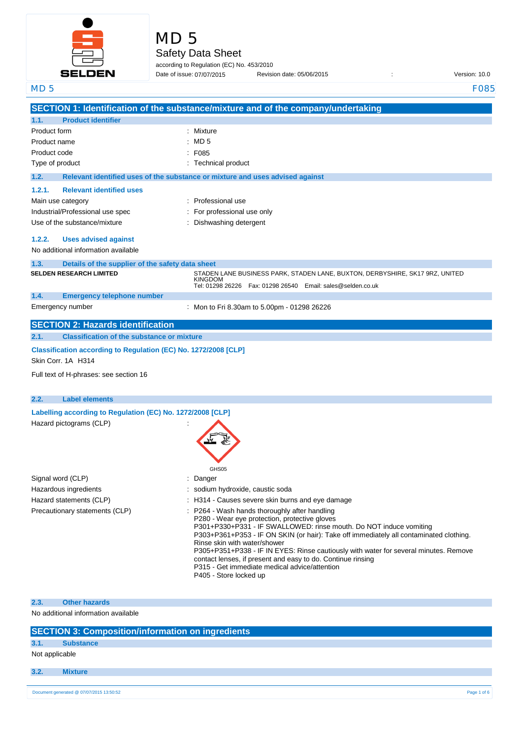# MD 5

## Safety Data Sheet

according to Regulation (EC) No. 453/2010

Date of issue: 07/07/2015 Revision date: 05/06/2015 : Version: 10.0

## SECTION 1: Identification of the substance/mixture and of the company/undertaking

### 1.1. Product identifier

| | |
|---|---|
| Product form | : Mixture |
| Product name | : MD 5 |
| Product code | : F085 |
| Type of product | : Technical product |

### 1.2. Relevant identified uses of the substance or mixture and uses advised against

#### 1.2.1. Relevant identified uses

| | |
|---|---|
| Main use category | : Professional use |
| Industrial/Professional use spec | : For professional use only |
| Use of the substance/mixture | : Dishwashing detergent |

#### 1.2.2. Uses advised against

No additional information available

### 1.3. Details of the supplier of the safety data sheet

**SELDEN RESEARCH LIMITED**

STADEN LANE BUSINESS PARK, STADEN LANE, BUXTON, DERBYSHIRE, SK17 9RZ, UNITED KINGDOM
Tel: 01298 26226 Fax: 01298 26540 Email: sales@selden.co.uk

### 1.4. Emergency telephone number

| | |
|---|---|
| Emergency number | : Mon to Fri 8.30am to 5.00pm - 01298 26226 |

## SECTION 2: Hazards identification

### 2.1. Classification of the substance or mixture

**Classification according to Regulation (EC) No. 1272/2008 [CLP]**

Skin Corr. 1A H314

Full text of H-phrases: see section 16

### 2.2. Label elements

**Labelling according to Regulation (EC) No. 1272/2008 [CLP]**

Hazard pictograms (CLP) :

GHS05

| | |
|---|---|
| Signal word (CLP) | : Danger |
| Hazardous ingredients | : sodium hydroxide, caustic soda |
| Hazard statements (CLP) | : H314 - Causes severe skin burns and eye damage |
| Precautionary statements (CLP) | : P264 - Wash hands thoroughly after handling<br>P280 - Wear eye protection, protective gloves<br>P301+P330+P331 - IF SWALLOWED: rinse mouth. Do NOT induce vomiting<br>P303+P361+P353 - IF ON SKIN (or hair): Take off immediately all contaminated clothing. Rinse skin with water/shower<br>P305+P351+P338 - IF IN EYES: Rinse cautiously with water for several minutes. Remove contact lenses, if present and easy to do. Continue rinsing<br>P315 - Get immediate medical advice/attention<br>P405 - Store locked up |

### 2.3. Other hazards

No additional information available

## SECTION 3: Composition/information on ingredients

### 3.1. Substance

Not applicable

### 3.2. Mixture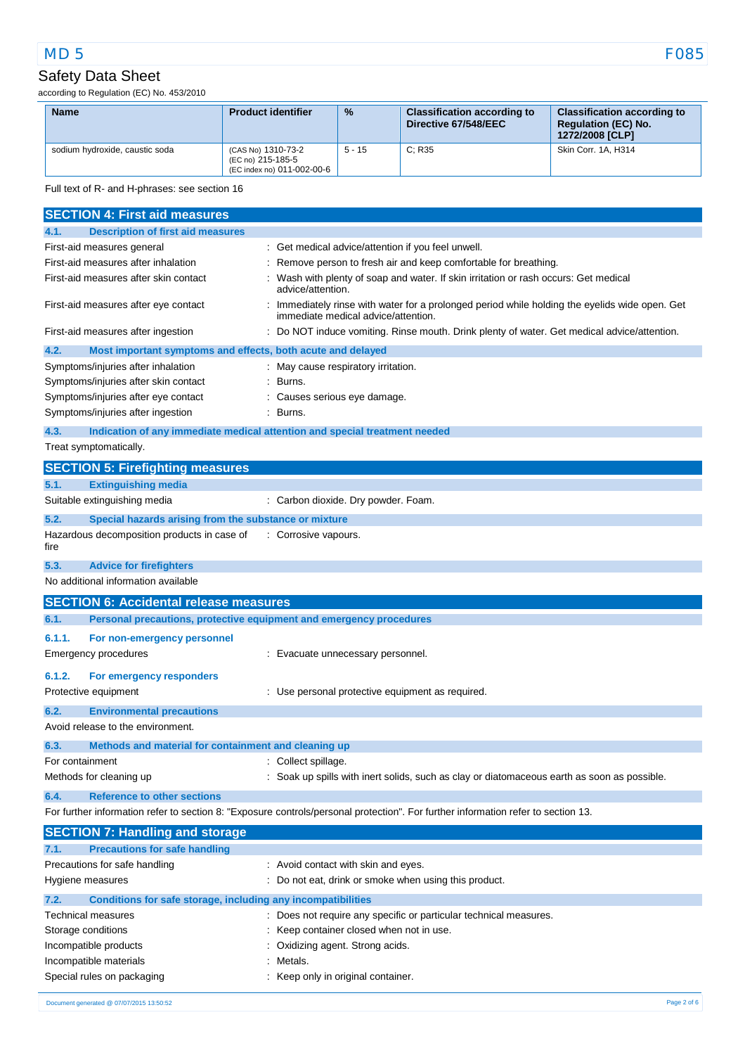| Name | Product identifier | % | Classification according to Directive 67/548/EEC | Classification according to Regulation (EC) No. 1272/2008 [CLP] |
|---|---|---|---|---|
| sodium hydroxide, caustic soda | (CAS No) 1310-73-2<br>(EC no) 215-185-5<br>(EC index no) 011-002-00-6 | 5 - 15 | C; R35 | Skin Corr. 1A, H314 |

Full text of R- and H-phrases: see section 16

## SECTION 4: First aid measures

### 4.1. Description of first aid measures

First-aid measures general : Get medical advice/attention if you feel unwell.

First-aid measures after inhalation : Remove person to fresh air and keep comfortable for breathing.

First-aid measures after skin contact : Wash with plenty of soap and water. If skin irritation or rash occurs: Get medical advice/attention.

First-aid measures after eye contact : Immediately rinse with water for a prolonged period while holding the eyelids wide open. Get immediate medical advice/attention.

First-aid measures after ingestion : Do NOT induce vomiting. Rinse mouth. Drink plenty of water. Get medical advice/attention.

### 4.2. Most important symptoms and effects, both acute and delayed

Symptoms/injuries after inhalation : May cause respiratory irritation.

Symptoms/injuries after skin contact : Burns.

Symptoms/injuries after eye contact : Causes serious eye damage.

Symptoms/injuries after ingestion : Burns.

### 4.3. Indication of any immediate medical attention and special treatment needed

Treat symptomatically.

## SECTION 5: Firefighting measures

### 5.1. Extinguishing media

Suitable extinguishing media : Carbon dioxide. Dry powder. Foam.

### 5.2. Special hazards arising from the substance or mixture

Hazardous decomposition products in case of fire : Corrosive vapours.

### 5.3. Advice for firefighters

No additional information available

## SECTION 6: Accidental release measures

### 6.1. Personal precautions, protective equipment and emergency procedures

#### 6.1.1. For non-emergency personnel

Emergency procedures : Evacuate unnecessary personnel.

#### 6.1.2. For emergency responders

Protective equipment : Use personal protective equipment as required.

### 6.2. Environmental precautions

Avoid release to the environment.

### 6.3. Methods and material for containment and cleaning up

For containment : Collect spillage.

Methods for cleaning up : Soak up spills with inert solids, such as clay or diatomaceous earth as soon as possible.

### 6.4. Reference to other sections

For further information refer to section 8: "Exposure controls/personal protection". For further information refer to section 13.

## SECTION 7: Handling and storage

### 7.1. Precautions for safe handling

Precautions for safe handling : Avoid contact with skin and eyes.

Hygiene measures : Do not eat, drink or smoke when using this product.

### 7.2. Conditions for safe storage, including any incompatibilities

Technical measures : Does not require any specific or particular technical measures.

Storage conditions : Keep container closed when not in use.

Incompatible products : Oxidizing agent. Strong acids.

Incompatible materials : Metals.

Special rules on packaging : Keep only in original container.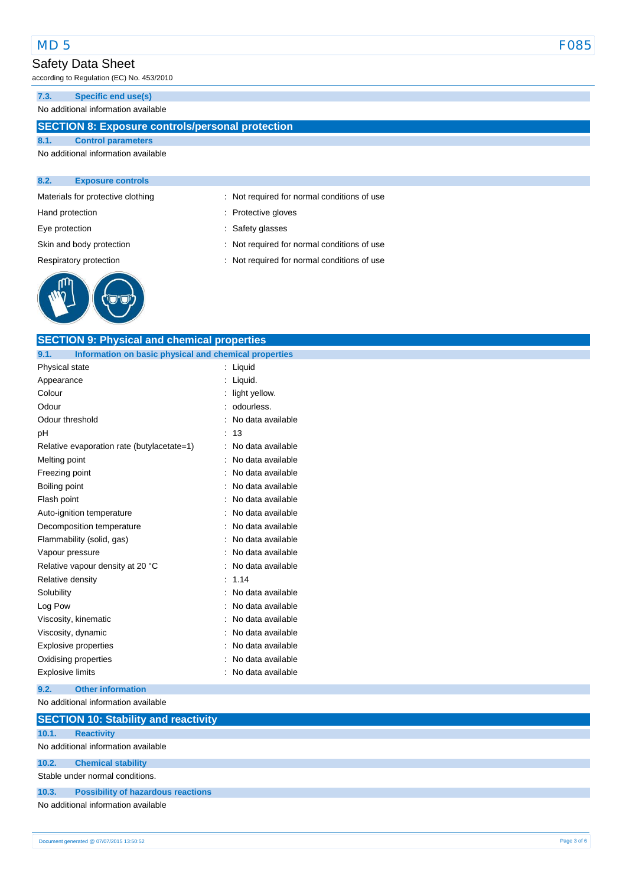#### 7.3. Specific end use(s)

No additional information available

## SECTION 8: Exposure controls/personal protection

#### 8.1. Control parameters

No additional information available

#### 8.2. Exposure controls

| | |
|---|---|
| Materials for protective clothing | : Not required for normal conditions of use |
| Hand protection | : Protective gloves |
| Eye protection | : Safety glasses |
| Skin and body protection | : Not required for normal conditions of use |
| Respiratory protection | : Not required for normal conditions of use |

## SECTION 9: Physical and chemical properties

#### 9.1. Information on basic physical and chemical properties

| | |
|---|---|
| Physical state | : Liquid |
| Appearance | : Liquid. |
| Colour | : light yellow. |
| Odour | : odourless. |
| Odour threshold | : No data available |
| pH | : 13 |
| Relative evaporation rate (butylacetate=1) | : No data available |
| Melting point | : No data available |
| Freezing point | : No data available |
| Boiling point | : No data available |
| Flash point | : No data available |
| Auto-ignition temperature | : No data available |
| Decomposition temperature | : No data available |
| Flammability (solid, gas) | : No data available |
| Vapour pressure | : No data available |
| Relative vapour density at 20 °C | : No data available |
| Relative density | : 1.14 |
| Solubility | : No data available |
| Log Pow | : No data available |
| Viscosity, kinematic | : No data available |
| Viscosity, dynamic | : No data available |
| Explosive properties | : No data available |
| Oxidising properties | : No data available |
| Explosive limits | : No data available |

#### 9.2. Other information

No additional information available

## SECTION 10: Stability and reactivity

#### 10.1. Reactivity

No additional information available

#### 10.2. Chemical stability

Stable under normal conditions.

#### 10.3. Possibility of hazardous reactions

No additional information available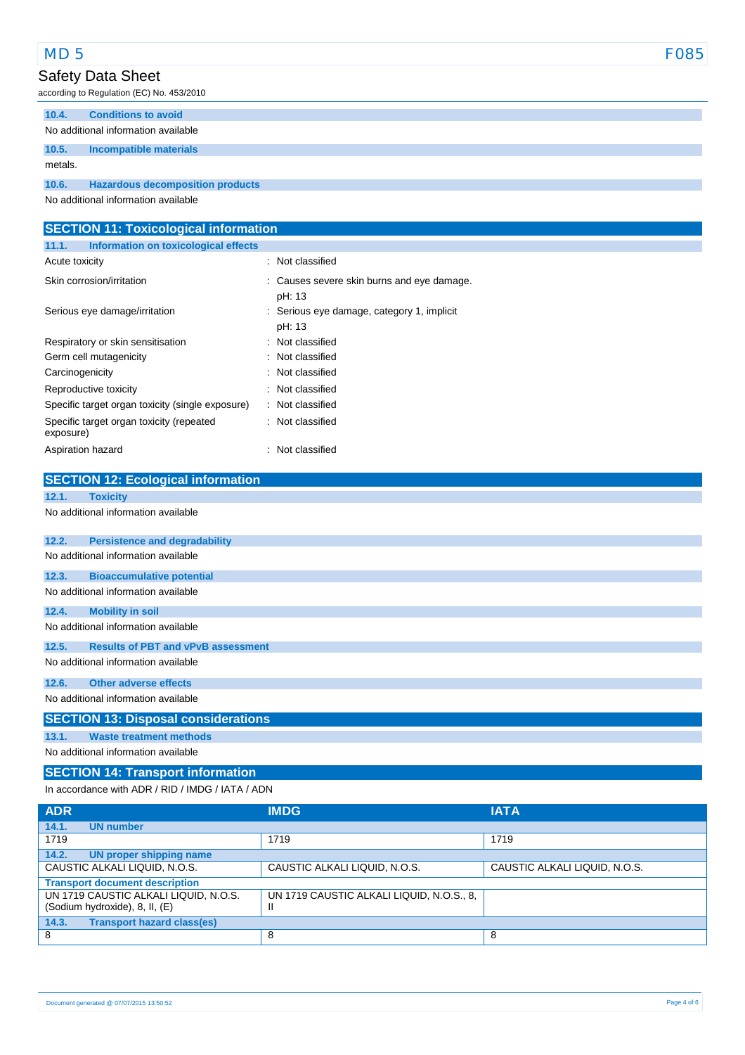#### 10.4. Conditions to avoid

No additional information available

#### 10.5. Incompatible materials

metals.

#### 10.6. Hazardous decomposition products

No additional information available

## SECTION 11: Toxicological information

#### 11.1. Information on toxicological effects

| | |
|---|---|
| Acute toxicity | : Not classified |
| Skin corrosion/irritation | : Causes severe skin burns and eye damage.<br>pH: 13 |
| Serious eye damage/irritation | : Serious eye damage, category 1, implicit<br>pH: 13 |
| Respiratory or skin sensitisation | : Not classified |
| Germ cell mutagenicity | : Not classified |
| Carcinogenicity | : Not classified |
| Reproductive toxicity | : Not classified |
| Specific target organ toxicity (single exposure) | : Not classified |
| Specific target organ toxicity (repeated exposure) | : Not classified |
| Aspiration hazard | : Not classified |

## SECTION 12: Ecological information

#### 12.1. Toxicity

No additional information available

#### 12.2. Persistence and degradability

No additional information available

#### 12.3. Bioaccumulative potential

No additional information available

#### 12.4. Mobility in soil

No additional information available

#### 12.5. Results of PBT and vPvB assessment

No additional information available

#### 12.6. Other adverse effects

No additional information available

## SECTION 13: Disposal considerations

#### 13.1. Waste treatment methods

No additional information available

## SECTION 14: Transport information

In accordance with ADR / RID / IMDG / IATA / ADN

| ADR | IMDG | IATA |
|---|---|---|
| **14.1. UN number** | | |
| 1719 | 1719 | 1719 |
| **14.2. UN proper shipping name** | | |
| CAUSTIC ALKALI LIQUID, N.O.S. | CAUSTIC ALKALI LIQUID, N.O.S. | CAUSTIC ALKALI LIQUID, N.O.S. |
| **Transport document description** | | |
| UN 1719 CAUSTIC ALKALI LIQUID, N.O.S. (Sodium hydroxide), 8, II, (E) | UN 1719 CAUSTIC ALKALI LIQUID, N.O.S., 8, II | |
| **14.3. Transport hazard class(es)** | | |
| 8 | 8 | 8 |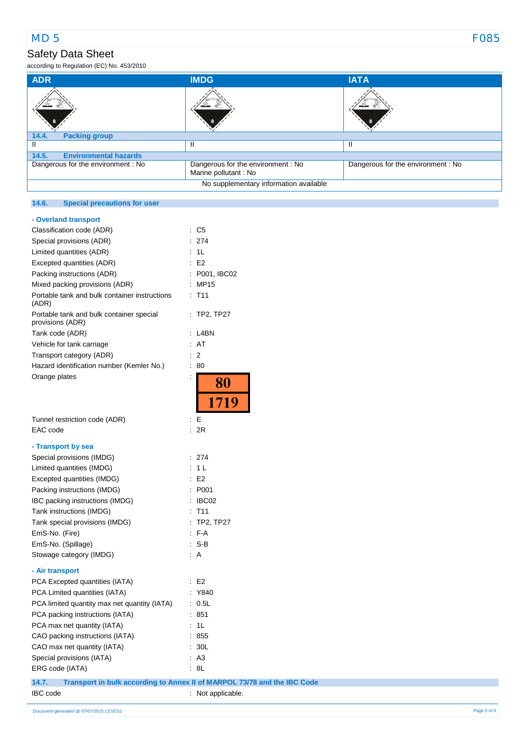| ADR | IMDG | IATA |
|---|---|---|
| | | |
| **14.4. Packing group** | | |
| II | II | II |
| **14.5. Environmental hazards** | | |
| Dangerous for the environment : No | Dangerous for the environment : No<br>Marine pollutant : No | Dangerous for the environment : No |
| No supplementary information available | | |

### 14.6. Special precautions for user

**- Overland transport**

| | |
|---|---|
| Classification code (ADR) | : C5 |
| Special provisions (ADR) | : 274 |
| Limited quantities (ADR) | : 1L |
| Excepted quantities (ADR) | : E2 |
| Packing instructions (ADR) | : P001, IBC02 |
| Mixed packing provisions (ADR) | : MP15 |
| Portable tank and bulk container instructions (ADR) | : T11 |
| Portable tank and bulk container special provisions (ADR) | : TP2, TP27 |
| Tank code (ADR) | : L4BN |
| Vehicle for tank carriage | : AT |
| Transport category (ADR) | : 2 |
| Hazard identification number (Kemler No.) | : 80 |
| Orange plates | : 80 / 1719 |
| Tunnel restriction code (ADR) | : E |
| EAC code | : 2R |

**- Transport by sea**

| | |
|---|---|
| Special provisions (IMDG) | : 274 |
| Limited quantities (IMDG) | : 1 L |
| Excepted quantities (IMDG) | : E2 |
| Packing instructions (IMDG) | : P001 |
| IBC packing instructions (IMDG) | : IBC02 |
| Tank instructions (IMDG) | : T11 |
| Tank special provisions (IMDG) | : TP2, TP27 |
| EmS-No. (Fire) | : F-A |
| EmS-No. (Spillage) | : S-B |
| Stowage category (IMDG) | : A |

**- Air transport**

| | |
|---|---|
| PCA Excepted quantities (IATA) | : E2 |
| PCA Limited quantities (IATA) | : Y840 |
| PCA limited quantity max net quantity (IATA) | : 0.5L |
| PCA packing instructions (IATA) | : 851 |
| PCA max net quantity (IATA) | : 1L |
| CAO packing instructions (IATA) | : 855 |
| CAO max net quantity (IATA) | : 30L |
| Special provisions (IATA) | : A3 |
| ERG code (IATA) | : 8L |

### 14.7. Transport in bulk according to Annex II of MARPOL 73/78 and the IBC Code

| | |
|---|---|
| IBC code | : Not applicable. |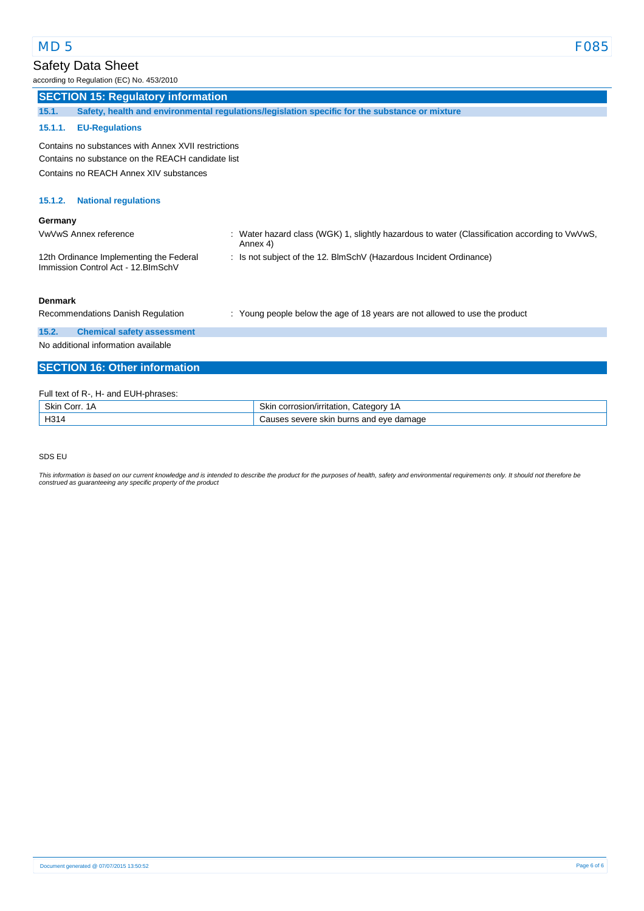## SECTION 15: Regulatory information

### 15.1. Safety, health and environmental regulations/legislation specific for the substance or mixture

#### 15.1.1. EU-Regulations

Contains no substances with Annex XVII restrictions
Contains no substance on the REACH candidate list
Contains no REACH Annex XIV substances

#### 15.1.2. National regulations

**Germany**

| | |
|---|---|
| VwVwS Annex reference | : Water hazard class (WGK) 1, slightly hazardous to water (Classification according to VwVwS, Annex 4) |
| 12th Ordinance Implementing the Federal Immission Control Act - 12.BImSchV | : Is not subject of the 12. BlmSchV (Hazardous Incident Ordinance) |

**Denmark**

| | |
|---|---|
| Recommendations Danish Regulation | : Young people below the age of 18 years are not allowed to use the product |

### 15.2. Chemical safety assessment

No additional information available

## SECTION 16: Other information

Full text of R-, H- and EUH-phrases:

| | |
|---|---|
| Skin Corr. 1A | Skin corrosion/irritation, Category 1A |
| H314 | Causes severe skin burns and eye damage |

SDS EU

*This information is based on our current knowledge and is intended to describe the product for the purposes of health, safety and environmental requirements only. It should not therefore be construed as guaranteeing any specific property of the product*